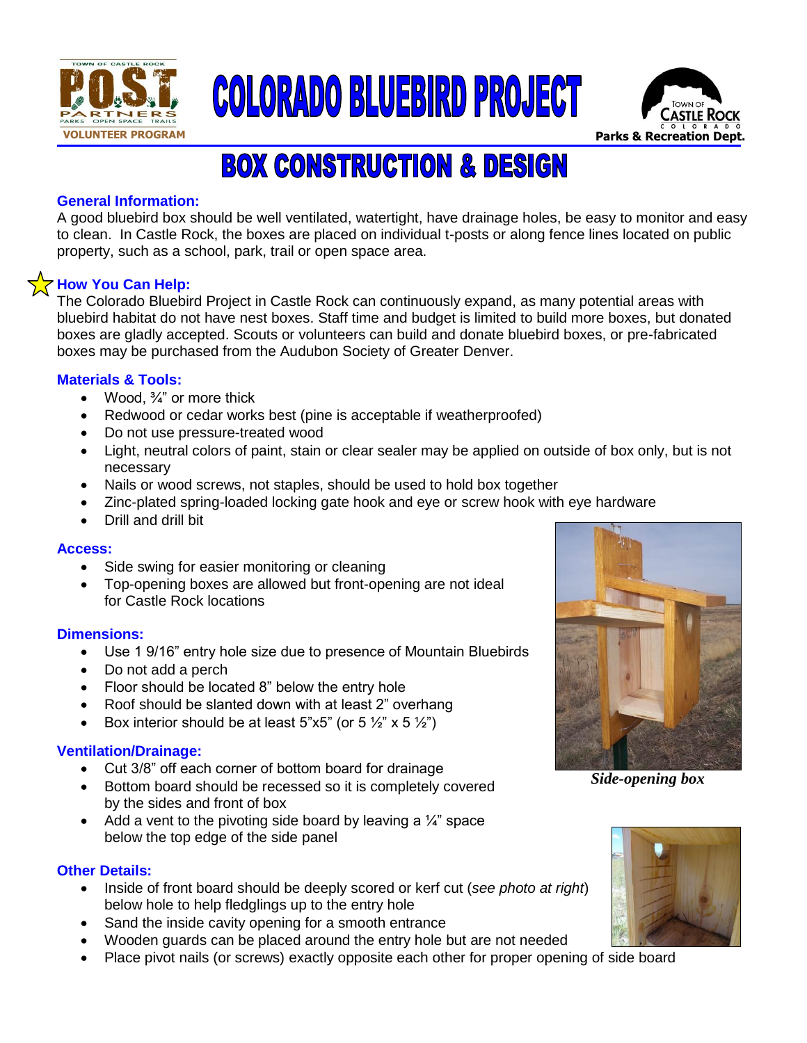# COLORADO BLUEBIRD PROJECT

## BOX CONSTRUCTION & DESIGN

### General Information:

A good bluebird box should be well ventilated, watertight, have drainage holes, be easy to monitor and easy to clean. In Castle Rock, the boxes are placed on individual t-posts or along fence lines located on public property, such as a school, park, trail or open space area.

### How You Can Help:

The Colorado Bluebird Project in Castle Rock can continuously expand, as many potential areas with bluebird habitat do not have nest boxes. Staff time and budget is limited to build more boxes, but donated boxes are gladly accepted. Scouts or volunteers can build and donate bluebird boxes, or pre-fabricated boxes may be purchased from the Audubon Society of Greater Denver.

### Materials & Tools:

- Wood, ¾" or more thick
- Redwood or cedar works best (pine is acceptable if weatherproofed)
- Do not use pressure-treated wood
- Light, neutral colors of paint, stain or clear sealer may be applied on outside of box only, but is not necessary
- Nails or wood screws, not staples, should be used to hold box together
- Zinc-plated spring-loaded locking gate hook and eye or screw hook with eye hardware
- Drill and drill bit

### Access:

- Side swing for easier monitoring or cleaning
- Top-opening boxes are allowed but front-opening are not ideal for Castle Rock locations

### Dimensions:

- Use 1 9/16" entry hole size due to presence of Mountain Bluebirds
- Do not add a perch
- Floor should be located 8" below the entry hole
- Roof should be slanted down with at least 2" overhang
- Box interior should be at least 5"x5" (or 5 ½" x 5 ½")

*Side-opening box*

### Ventilation/Drainage:

- Cut 3/8" off each corner of bottom board for drainage
- Bottom board should be recessed so it is completely covered by the sides and front of box
- Add a vent to the pivoting side board by leaving a ¼" space below the top edge of the side panel

### Other Details:

- Inside of front board should be deeply scored or kerf cut (*see photo at right*) below hole to help fledglings up to the entry hole
- Sand the inside cavity opening for a smooth entrance
- Wooden guards can be placed around the entry hole but are not needed
- Place pivot nails (or screws) exactly opposite each other for proper opening of side board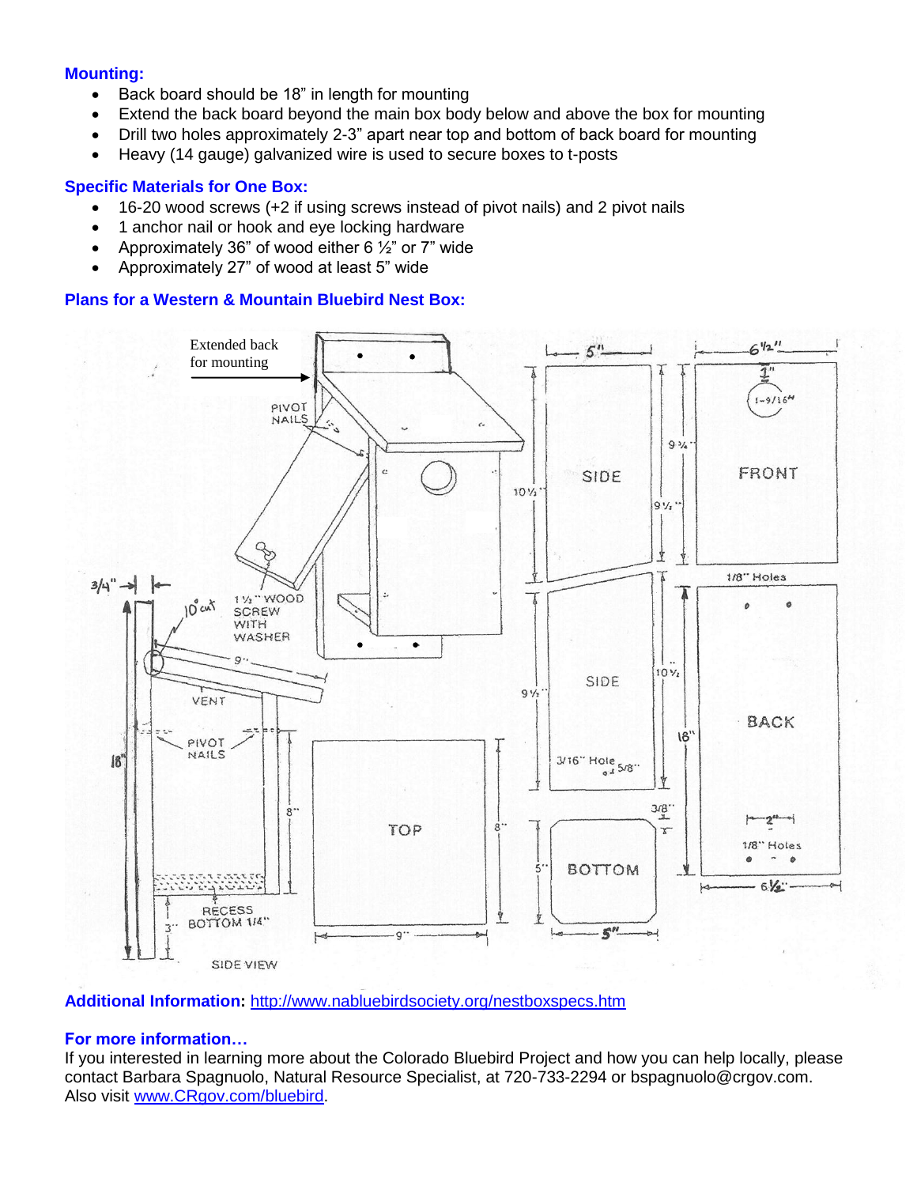**Mounting:**

- Back board should be 18” in length for mounting
- Extend the back board beyond the main box body below and above the box for mounting
- Drill two holes approximately 2-3” apart near top and bottom of back board for mounting
- Heavy (14 gauge) galvanized wire is used to secure boxes to t-posts

**Specific Materials for One Box:**

- 16-20 wood screws (+2 if using screws instead of pivot nails) and 2 pivot nails
- 1 anchor nail or hook and eye locking hardware
- Approximately 36” of wood either 6 ½” or 7” wide
- Approximately 27” of wood at least 5” wide

**Plans for a Western & Mountain Bluebird Nest Box:**

Extended back for mounting

PIVOT NAILS

1 ½" WOOD SCREW WITH WASHER

3/4"

10° cut

9"

VENT

PIVOT NAILS

18"

8"

RECESS BOTTOM 1/4"

3"

SIDE VIEW

5"

SIDE

10 ½"

9 ¾"

9 ½"

6 ½"

1"

1-9/16"

FRONT

1/8" Holes

SIDE

9 ½"

10 ½"

3/16" Hole of 5/8"

18"

BACK

TOP

8"

9"

3/8"

5"

BOTTOM

5"

2"

1/8" Holes

6 ½"

**Additional Information:** http://www.nabluebirdsociety.org/nestboxspecs.htm

**For more information…**

If you interested in learning more about the Colorado Bluebird Project and how you can help locally, please contact Barbara Spagnuolo, Natural Resource Specialist, at 720-733-2294 or bspagnuolo@crgov.com. Also visit www.CRgov.com/bluebird.